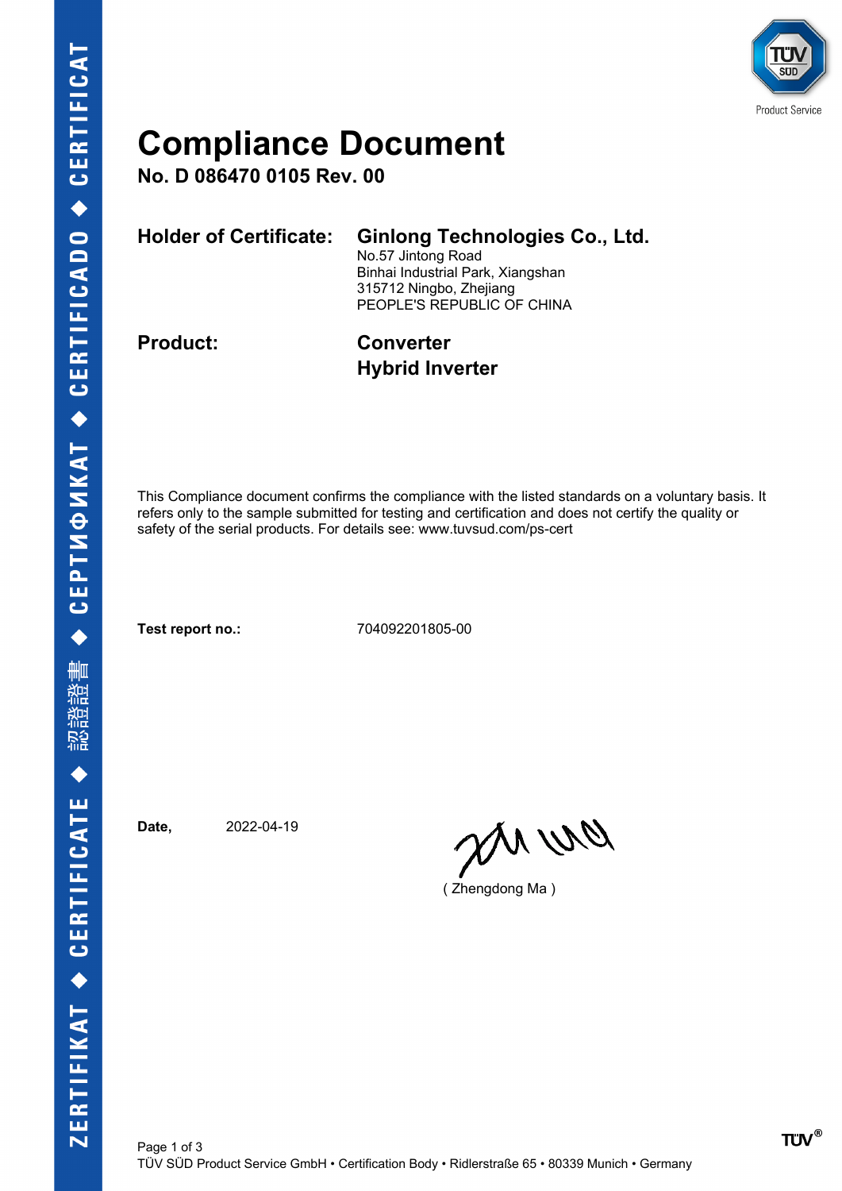# Compliance Document

**No. D 086470 0105 Rev. 00**

**Holder of Certificate:** **Ginlong Technologies Co., Ltd.**
No.57 Jintong Road
Binhai Industrial Park, Xiangshan
315712 Ningbo, Zhejiang
PEOPLE'S REPUBLIC OF CHINA

**Product:** **Converter**
**Hybrid Inverter**

This Compliance document confirms the compliance with the listed standards on a voluntary basis. It refers only to the sample submitted for testing and certification and does not certify the quality or safety of the serial products. For details see: www.tuvsud.com/ps-cert

**Test report no.:** 704092201805-00

**Date,** 2022-04-19

( Zhengdong Ma )

TÜV SÜD Product Service GmbH • Certification Body • Ridlerstraße 65 • 80339 Munich • Germany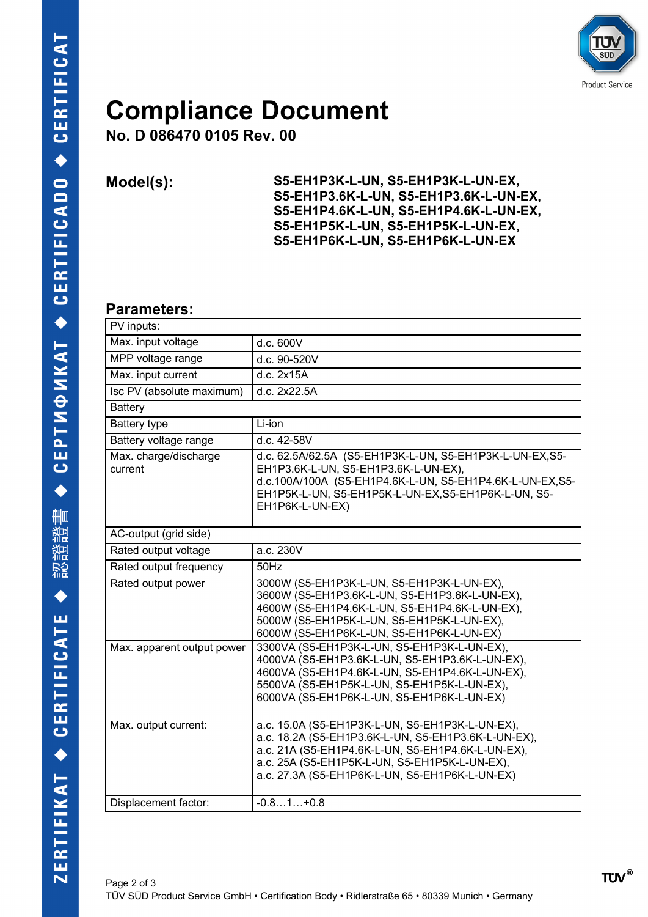# Compliance Document

**No. D 086470 0105 Rev. 00**

**Model(s):**

**S5-EH1P3K-L-UN, S5-EH1P3K-L-UN-EX, S5-EH1P3.6K-L-UN, S5-EH1P3.6K-L-UN-EX, S5-EH1P4.6K-L-UN, S5-EH1P4.6K-L-UN-EX, S5-EH1P5K-L-UN, S5-EH1P5K-L-UN-EX, S5-EH1P6K-L-UN, S5-EH1P6K-L-UN-EX**

## Parameters:

| PV inputs: | |
|---|---|
| Max. input voltage | d.c. 600V |
| MPP voltage range | d.c. 90-520V |
| Max. input current | d.c. 2x15A |
| Isc PV (absolute maximum) | d.c. 2x22.5A |
| Battery | |
| Battery type | Li-ion |
| Battery voltage range | d.c. 42-58V |
| Max. charge/discharge current | d.c. 62.5A/62.5A (S5-EH1P3K-L-UN, S5-EH1P3K-L-UN-EX,S5-EH1P3.6K-L-UN, S5-EH1P3.6K-L-UN-EX), d.c.100A/100A (S5-EH1P4.6K-L-UN, S5-EH1P4.6K-L-UN-EX,S5-EH1P5K-L-UN, S5-EH1P5K-L-UN-EX,S5-EH1P6K-L-UN, S5-EH1P6K-L-UN-EX) |
| AC-output (grid side) | |
| Rated output voltage | a.c. 230V |
| Rated output frequency | 50Hz |
| Rated output power | 3000W (S5-EH1P3K-L-UN, S5-EH1P3K-L-UN-EX), 3600W (S5-EH1P3.6K-L-UN, S5-EH1P3.6K-L-UN-EX), 4600W (S5-EH1P4.6K-L-UN, S5-EH1P4.6K-L-UN-EX), 5000W (S5-EH1P5K-L-UN, S5-EH1P5K-L-UN-EX), 6000W (S5-EH1P6K-L-UN, S5-EH1P6K-L-UN-EX) |
| Max. apparent output power | 3300VA (S5-EH1P3K-L-UN, S5-EH1P3K-L-UN-EX), 4000VA (S5-EH1P3.6K-L-UN, S5-EH1P3.6K-L-UN-EX), 4600VA (S5-EH1P4.6K-L-UN, S5-EH1P4.6K-L-UN-EX), 5500VA (S5-EH1P5K-L-UN, S5-EH1P5K-L-UN-EX), 6000VA (S5-EH1P6K-L-UN, S5-EH1P6K-L-UN-EX) |
| Max. output current: | a.c. 15.0A (S5-EH1P3K-L-UN, S5-EH1P3K-L-UN-EX), a.c. 18.2A (S5-EH1P3.6K-L-UN, S5-EH1P3.6K-L-UN-EX), a.c. 21A (S5-EH1P4.6K-L-UN, S5-EH1P4.6K-L-UN-EX), a.c. 25A (S5-EH1P5K-L-UN, S5-EH1P5K-L-UN-EX), a.c. 27.3A (S5-EH1P6K-L-UN, S5-EH1P6K-L-UN-EX) |
| Displacement factor: | -0.8…1…+0.8 |

TÜV SÜD Product Service GmbH • Certification Body • Ridlerstraße 65 • 80339 Munich • Germany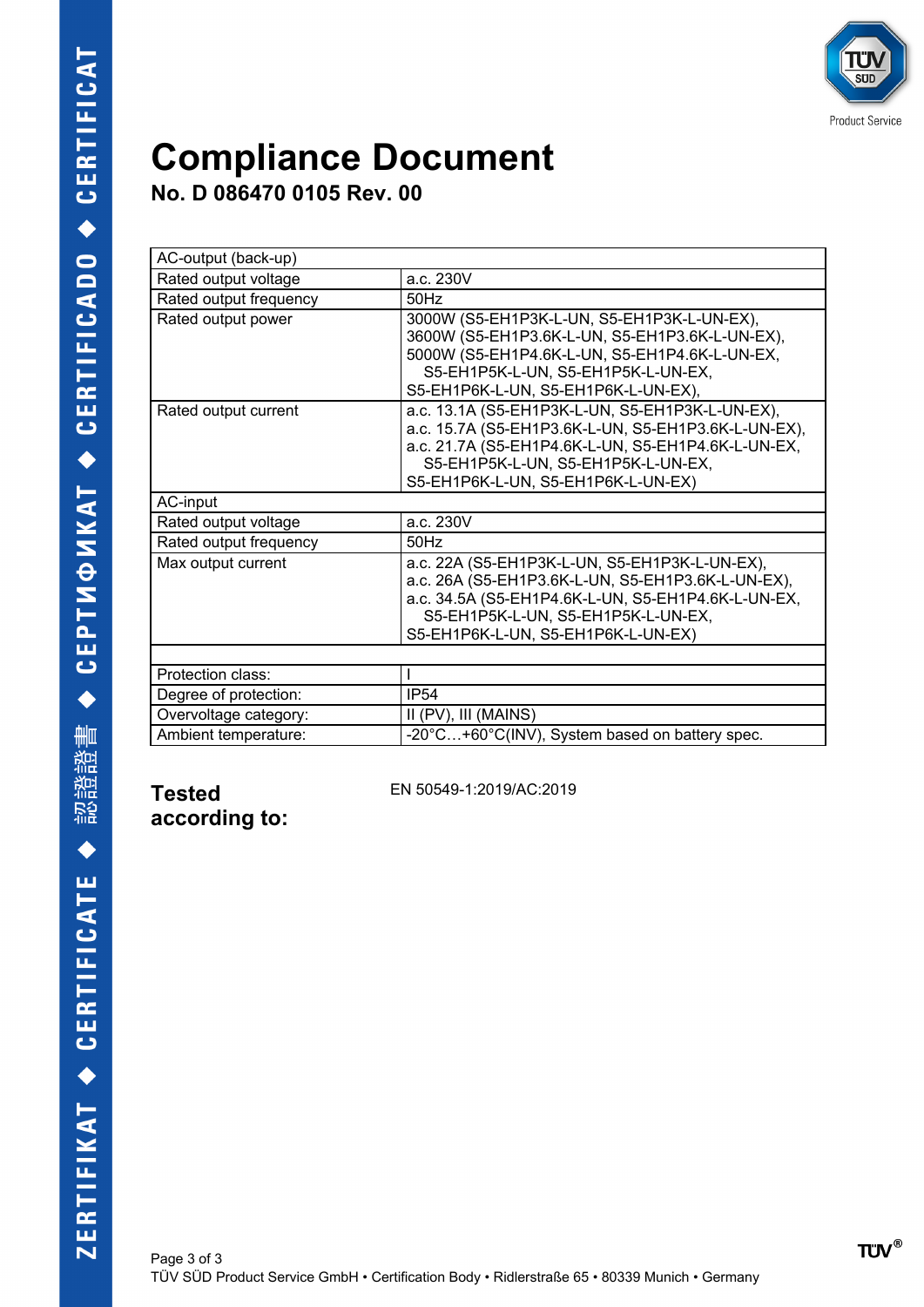# Compliance Document

**No. D 086470 0105 Rev. 00**

| | |
|---|---|
| AC-output (back-up) | |
| Rated output voltage | a.c. 230V |
| Rated output frequency | 50Hz |
| Rated output power | 3000W (S5-EH1P3K-L-UN, S5-EH1P3K-L-UN-EX), 3600W (S5-EH1P3.6K-L-UN, S5-EH1P3.6K-L-UN-EX), 5000W (S5-EH1P4.6K-L-UN, S5-EH1P4.6K-L-UN-EX, S5-EH1P5K-L-UN, S5-EH1P5K-L-UN-EX, S5-EH1P6K-L-UN, S5-EH1P6K-L-UN-EX), |
| Rated output current | a.c. 13.1A (S5-EH1P3K-L-UN, S5-EH1P3K-L-UN-EX), a.c. 15.7A (S5-EH1P3.6K-L-UN, S5-EH1P3.6K-L-UN-EX), a.c. 21.7A (S5-EH1P4.6K-L-UN, S5-EH1P4.6K-L-UN-EX, S5-EH1P5K-L-UN, S5-EH1P5K-L-UN-EX, S5-EH1P6K-L-UN, S5-EH1P6K-L-UN-EX) |
| AC-input | |
| Rated output voltage | a.c. 230V |
| Rated output frequency | 50Hz |
| Max output current | a.c. 22A (S5-EH1P3K-L-UN, S5-EH1P3K-L-UN-EX), a.c. 26A (S5-EH1P3.6K-L-UN, S5-EH1P3.6K-L-UN-EX), a.c. 34.5A (S5-EH1P4.6K-L-UN, S5-EH1P4.6K-L-UN-EX, S5-EH1P5K-L-UN, S5-EH1P5K-L-UN-EX, S5-EH1P6K-L-UN, S5-EH1P6K-L-UN-EX) |
| | |
| Protection class: | I |
| Degree of protection: | IP54 |
| Overvoltage category: | II (PV), III (MAINS) |
| Ambient temperature: | -20°C…+60°C(INV), System based on battery spec. |

**Tested according to:** EN 50549-1:2019/AC:2019

TÜV SÜD Product Service GmbH • Certification Body • Ridlerstraße 65 • 80339 Munich • Germany